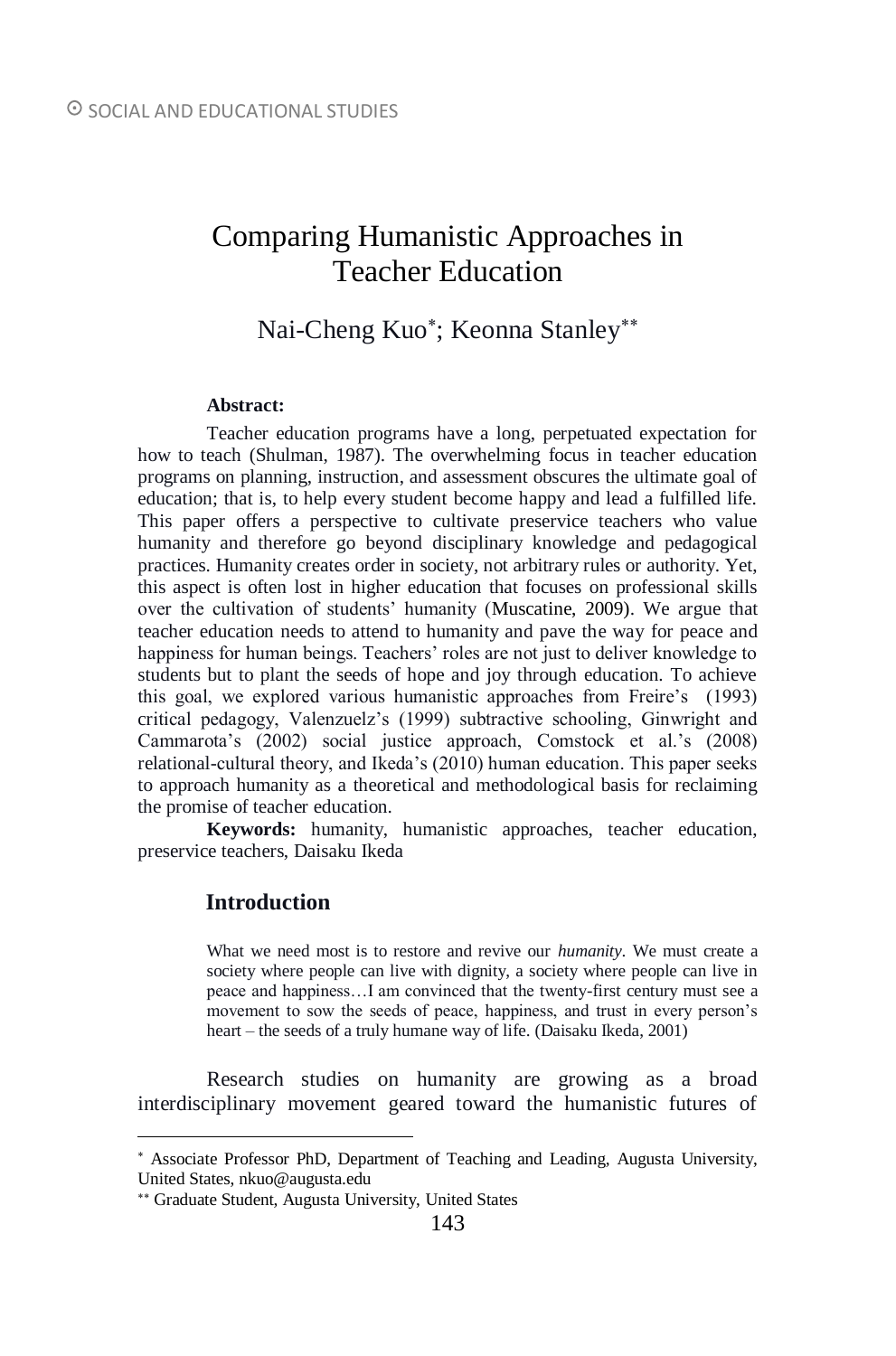# Comparing Humanistic Approaches in Teacher Education

Nai-Cheng Kuo[*]; Keonna Stanley[**]

**Abstract:**

Teacher education programs have a long, perpetuated expectation for how to teach (Shulman, 1987). The overwhelming focus in teacher education programs on planning, instruction, and assessment obscures the ultimate goal of education; that is, to help every student become happy and lead a fulfilled life. This paper offers a perspective to cultivate preservice teachers who value humanity and therefore go beyond disciplinary knowledge and pedagogical practices. Humanity creates order in society, not arbitrary rules or authority. Yet, this aspect is often lost in higher education that focuses on professional skills over the cultivation of students' humanity (Muscatine, 2009). We argue that teacher education needs to attend to humanity and pave the way for peace and happiness for human beings. Teachers' roles are not just to deliver knowledge to students but to plant the seeds of hope and joy through education. To achieve this goal, we explored various humanistic approaches from Freire's (1993) critical pedagogy, Valenzuelz's (1999) subtractive schooling, Ginwright and Cammarota's (2002) social justice approach, Comstock et al.'s (2008) relational-cultural theory, and Ikeda's (2010) human education. This paper seeks to approach humanity as a theoretical and methodological basis for reclaiming the promise of teacher education.

**Keywords:** humanity, humanistic approaches, teacher education, preservice teachers, Daisaku Ikeda

## Introduction

> What we need most is to restore and revive our *humanity*. We must create a society where people can live with dignity, a society where people can live in peace and happiness…I am convinced that the twenty-first century must see a movement to sow the seeds of peace, happiness, and trust in every person's heart – the seeds of a truly humane way of life. (Daisaku Ikeda, 2001)

Research studies on humanity are growing as a broad interdisciplinary movement geared toward the humanistic futures of

---

[*] Associate Professor PhD, Department of Teaching and Leading, Augusta University, United States, nkuo@augusta.edu

[**] Graduate Student, Augusta University, United States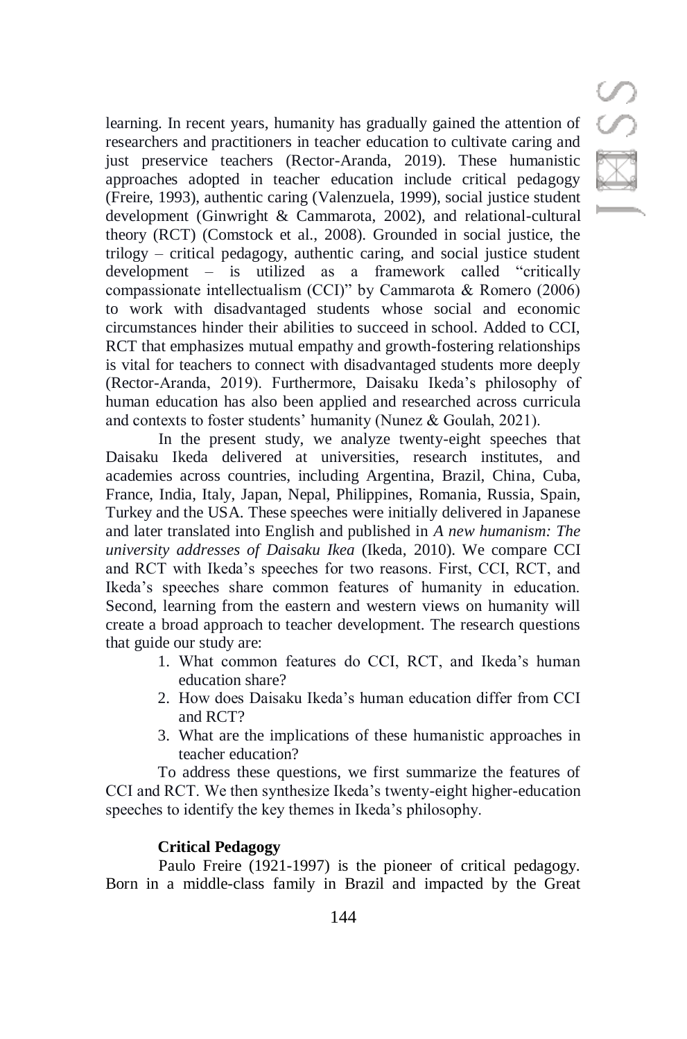learning. In recent years, humanity has gradually gained the attention of researchers and practitioners in teacher education to cultivate caring and just preservice teachers (Rector-Aranda, 2019). These humanistic approaches adopted in teacher education include critical pedagogy (Freire, 1993), authentic caring (Valenzuela, 1999), social justice student development (Ginwright & Cammarota, 2002), and relational-cultural theory (RCT) (Comstock et al., 2008). Grounded in social justice, the trilogy – critical pedagogy, authentic caring, and social justice student development – is utilized as a framework called "critically compassionate intellectualism (CCI)" by Cammarota & Romero (2006) to work with disadvantaged students whose social and economic circumstances hinder their abilities to succeed in school. Added to CCI, RCT that emphasizes mutual empathy and growth-fostering relationships is vital for teachers to connect with disadvantaged students more deeply (Rector-Aranda, 2019). Furthermore, Daisaku Ikeda's philosophy of human education has also been applied and researched across curricula and contexts to foster students' humanity (Nunez & Goulah, 2021).

In the present study, we analyze twenty-eight speeches that Daisaku Ikeda delivered at universities, research institutes, and academies across countries, including Argentina, Brazil, China, Cuba, France, India, Italy, Japan, Nepal, Philippines, Romania, Russia, Spain, Turkey and the USA. These speeches were initially delivered in Japanese and later translated into English and published in *A new humanism: The university addresses of Daisaku Ikea* (Ikeda, 2010). We compare CCI and RCT with Ikeda's speeches for two reasons. First, CCI, RCT, and Ikeda's speeches share common features of humanity in education. Second, learning from the eastern and western views on humanity will create a broad approach to teacher development. The research questions that guide our study are:

1. What common features do CCI, RCT, and Ikeda's human education share?
2. How does Daisaku Ikeda's human education differ from CCI and RCT?
3. What are the implications of these humanistic approaches in teacher education?

To address these questions, we first summarize the features of CCI and RCT. We then synthesize Ikeda's twenty-eight higher-education speeches to identify the key themes in Ikeda's philosophy.

### Critical Pedagogy

Paulo Freire (1921-1997) is the pioneer of critical pedagogy. Born in a middle-class family in Brazil and impacted by the Great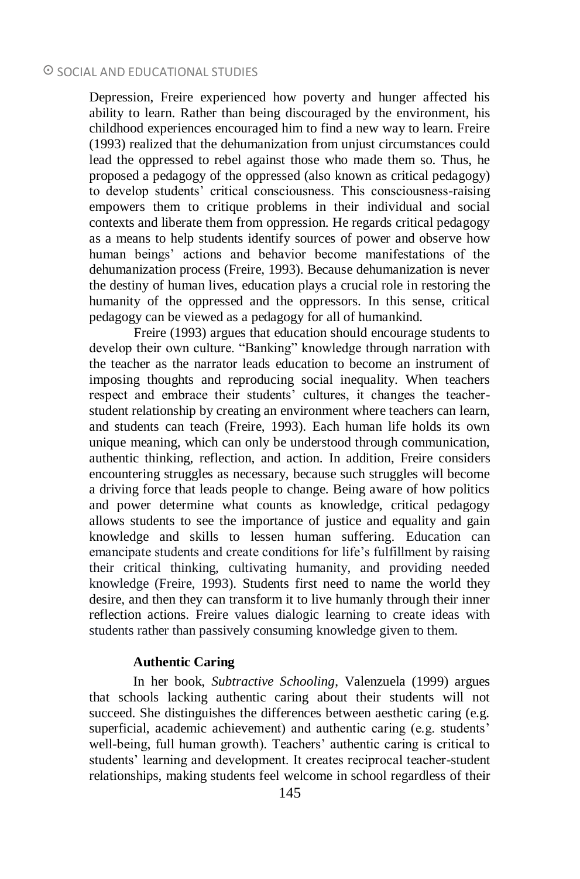Depression, Freire experienced how poverty and hunger affected his ability to learn. Rather than being discouraged by the environment, his childhood experiences encouraged him to find a new way to learn. Freire (1993) realized that the dehumanization from unjust circumstances could lead the oppressed to rebel against those who made them so. Thus, he proposed a pedagogy of the oppressed (also known as critical pedagogy) to develop students' critical consciousness. This consciousness-raising empowers them to critique problems in their individual and social contexts and liberate them from oppression. He regards critical pedagogy as a means to help students identify sources of power and observe how human beings' actions and behavior become manifestations of the dehumanization process (Freire, 1993). Because dehumanization is never the destiny of human lives, education plays a crucial role in restoring the humanity of the oppressed and the oppressors. In this sense, critical pedagogy can be viewed as a pedagogy for all of humankind.

Freire (1993) argues that education should encourage students to develop their own culture. "Banking" knowledge through narration with the teacher as the narrator leads education to become an instrument of imposing thoughts and reproducing social inequality. When teachers respect and embrace their students' cultures, it changes the teacher-student relationship by creating an environment where teachers can learn, and students can teach (Freire, 1993). Each human life holds its own unique meaning, which can only be understood through communication, authentic thinking, reflection, and action. In addition, Freire considers encountering struggles as necessary, because such struggles will become a driving force that leads people to change. Being aware of how politics and power determine what counts as knowledge, critical pedagogy allows students to see the importance of justice and equality and gain knowledge and skills to lessen human suffering. Education can emancipate students and create conditions for life's fulfillment by raising their critical thinking, cultivating humanity, and providing needed knowledge (Freire, 1993). Students first need to name the world they desire, and then they can transform it to live humanly through their inner reflection actions. Freire values dialogic learning to create ideas with students rather than passively consuming knowledge given to them.

**Authentic Caring**

In her book, *Subtractive Schooling*, Valenzuela (1999) argues that schools lacking authentic caring about their students will not succeed. She distinguishes the differences between aesthetic caring (e.g. superficial, academic achievement) and authentic caring (e.g. students' well-being, full human growth). Teachers' authentic caring is critical to students' learning and development. It creates reciprocal teacher-student relationships, making students feel welcome in school regardless of their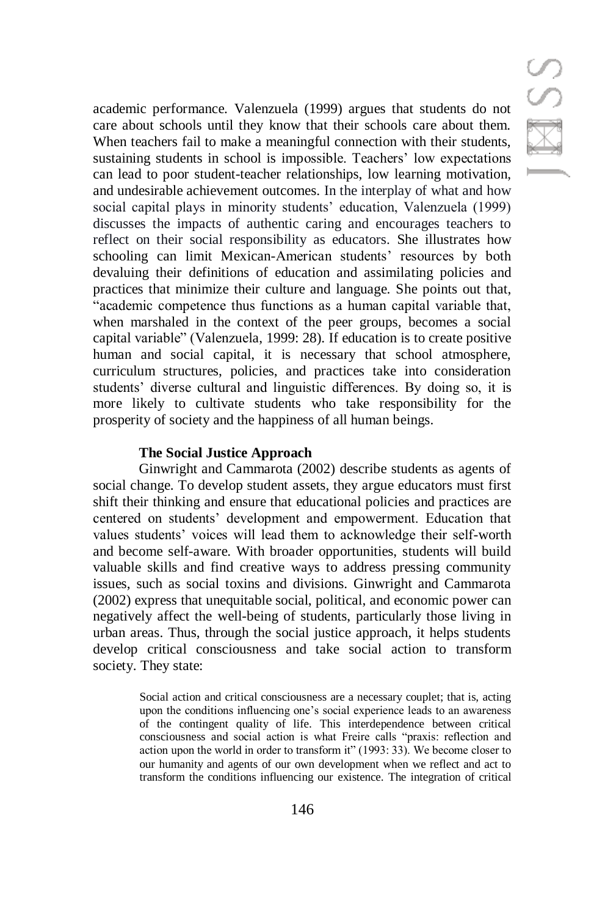academic performance. Valenzuela (1999) argues that students do not care about schools until they know that their schools care about them. When teachers fail to make a meaningful connection with their students, sustaining students in school is impossible. Teachers' low expectations can lead to poor student-teacher relationships, low learning motivation, and undesirable achievement outcomes. In the interplay of what and how social capital plays in minority students' education, Valenzuela (1999) discusses the impacts of authentic caring and encourages teachers to reflect on their social responsibility as educators. She illustrates how schooling can limit Mexican-American students' resources by both devaluing their definitions of education and assimilating policies and practices that minimize their culture and language. She points out that, "academic competence thus functions as a human capital variable that, when marshaled in the context of the peer groups, becomes a social capital variable" (Valenzuela, 1999: 28). If education is to create positive human and social capital, it is necessary that school atmosphere, curriculum structures, policies, and practices take into consideration students' diverse cultural and linguistic differences. By doing so, it is more likely to cultivate students who take responsibility for the prosperity of society and the happiness of all human beings.

### The Social Justice Approach

Ginwright and Cammarota (2002) describe students as agents of social change. To develop student assets, they argue educators must first shift their thinking and ensure that educational policies and practices are centered on students' development and empowerment. Education that values students' voices will lead them to acknowledge their self-worth and become self-aware. With broader opportunities, students will build valuable skills and find creative ways to address pressing community issues, such as social toxins and divisions. Ginwright and Cammarota (2002) express that unequitable social, political, and economic power can negatively affect the well-being of students, particularly those living in urban areas. Thus, through the social justice approach, it helps students develop critical consciousness and take social action to transform society. They state:

> Social action and critical consciousness are a necessary couplet; that is, acting upon the conditions influencing one's social experience leads to an awareness of the contingent quality of life. This interdependence between critical consciousness and social action is what Freire calls "praxis: reflection and action upon the world in order to transform it" (1993: 33). We become closer to our humanity and agents of our own development when we reflect and act to transform the conditions influencing our existence. The integration of critical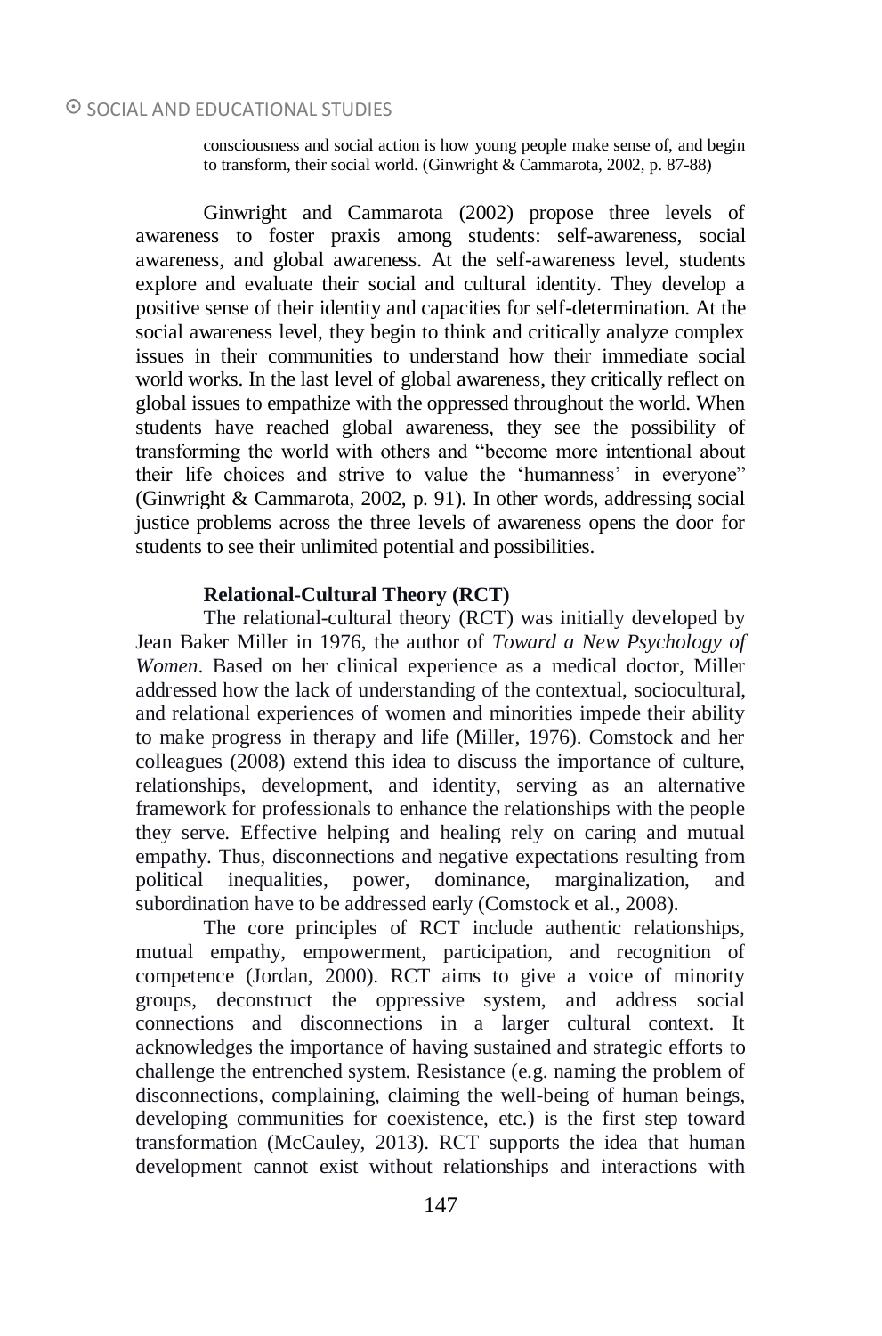> consciousness and social action is how young people make sense of, and begin to transform, their social world. (Ginwright & Cammarota, 2002, p. 87-88)

Ginwright and Cammarota (2002) propose three levels of awareness to foster praxis among students: self-awareness, social awareness, and global awareness. At the self-awareness level, students explore and evaluate their social and cultural identity. They develop a positive sense of their identity and capacities for self-determination. At the social awareness level, they begin to think and critically analyze complex issues in their communities to understand how their immediate social world works. In the last level of global awareness, they critically reflect on global issues to empathize with the oppressed throughout the world. When students have reached global awareness, they see the possibility of transforming the world with others and "become more intentional about their life choices and strive to value the 'humanness' in everyone" (Ginwright & Cammarota, 2002, p. 91). In other words, addressing social justice problems across the three levels of awareness opens the door for students to see their unlimited potential and possibilities.

**Relational-Cultural Theory (RCT)**

The relational-cultural theory (RCT) was initially developed by Jean Baker Miller in 1976, the author of *Toward a New Psychology of Women*. Based on her clinical experience as a medical doctor, Miller addressed how the lack of understanding of the contextual, sociocultural, and relational experiences of women and minorities impede their ability to make progress in therapy and life (Miller, 1976). Comstock and her colleagues (2008) extend this idea to discuss the importance of culture, relationships, development, and identity, serving as an alternative framework for professionals to enhance the relationships with the people they serve. Effective helping and healing rely on caring and mutual empathy. Thus, disconnections and negative expectations resulting from political inequalities, power, dominance, marginalization, and subordination have to be addressed early (Comstock et al., 2008).

The core principles of RCT include authentic relationships, mutual empathy, empowerment, participation, and recognition of competence (Jordan, 2000). RCT aims to give a voice of minority groups, deconstruct the oppressive system, and address social connections and disconnections in a larger cultural context. It acknowledges the importance of having sustained and strategic efforts to challenge the entrenched system. Resistance (e.g. naming the problem of disconnections, complaining, claiming the well-being of human beings, developing communities for coexistence, etc.) is the first step toward transformation (McCauley, 2013). RCT supports the idea that human development cannot exist without relationships and interactions with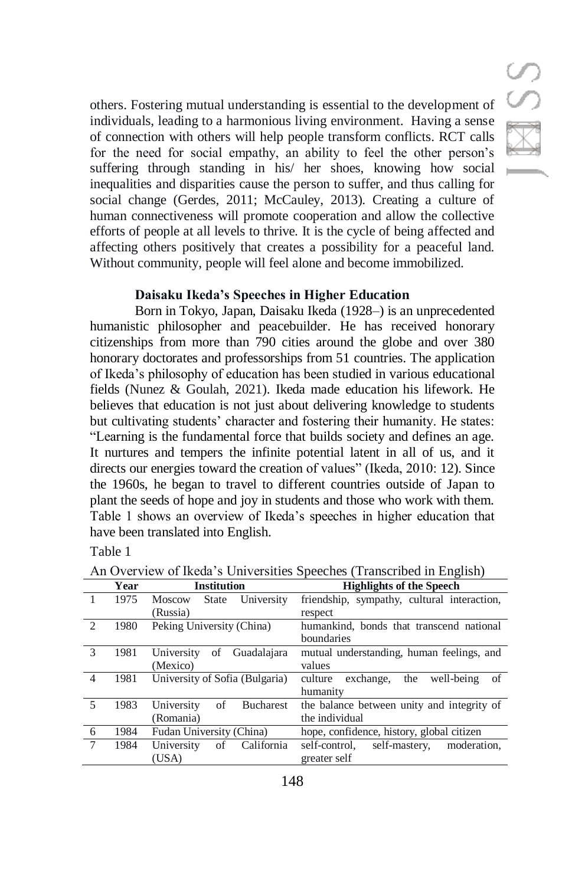others. Fostering mutual understanding is essential to the development of individuals, leading to a harmonious living environment. Having a sense of connection with others will help people transform conflicts. RCT calls for the need for social empathy, an ability to feel the other person's suffering through standing in his/ her shoes, knowing how social inequalities and disparities cause the person to suffer, and thus calling for social change (Gerdes, 2011; McCauley, 2013). Creating a culture of human connectiveness will promote cooperation and allow the collective efforts of people at all levels to thrive. It is the cycle of being affected and affecting others positively that creates a possibility for a peaceful land. Without community, people will feel alone and become immobilized.

### Daisaku Ikeda's Speeches in Higher Education

Born in Tokyo, Japan, Daisaku Ikeda (1928–) is an unprecedented humanistic philosopher and peacebuilder. He has received honorary citizenships from more than 790 cities around the globe and over 380 honorary doctorates and professorships from 51 countries. The application of Ikeda's philosophy of education has been studied in various educational fields (Nunez & Goulah, 2021). Ikeda made education his lifework. He believes that education is not just about delivering knowledge to students but cultivating students' character and fostering their humanity. He states: "Learning is the fundamental force that builds society and defines an age. It nurtures and tempers the infinite potential latent in all of us, and it directs our energies toward the creation of values" (Ikeda, 2010: 12). Since the 1960s, he began to travel to different countries outside of Japan to plant the seeds of hope and joy in students and those who work with them. Table 1 shows an overview of Ikeda's speeches in higher education that have been translated into English.

Table 1

An Overview of Ikeda's Universities Speeches (Transcribed in English)

| | Year | Institution | Highlights of the Speech |
|---|---|---|---|
| 1 | 1975 | Moscow State University (Russia) | friendship, sympathy, cultural interaction, respect |
| 2 | 1980 | Peking University (China) | humankind, bonds that transcend national boundaries |
| 3 | 1981 | University of Guadalajara (Mexico) | mutual understanding, human feelings, and values |
| 4 | 1981 | University of Sofia (Bulgaria) | culture exchange, the well-being of humanity |
| 5 | 1983 | University of Bucharest (Romania) | the balance between unity and integrity of the individual |
| 6 | 1984 | Fudan University (China) | hope, confidence, history, global citizen |
| 7 | 1984 | University of California (USA) | self-control, self-mastery, moderation, greater self |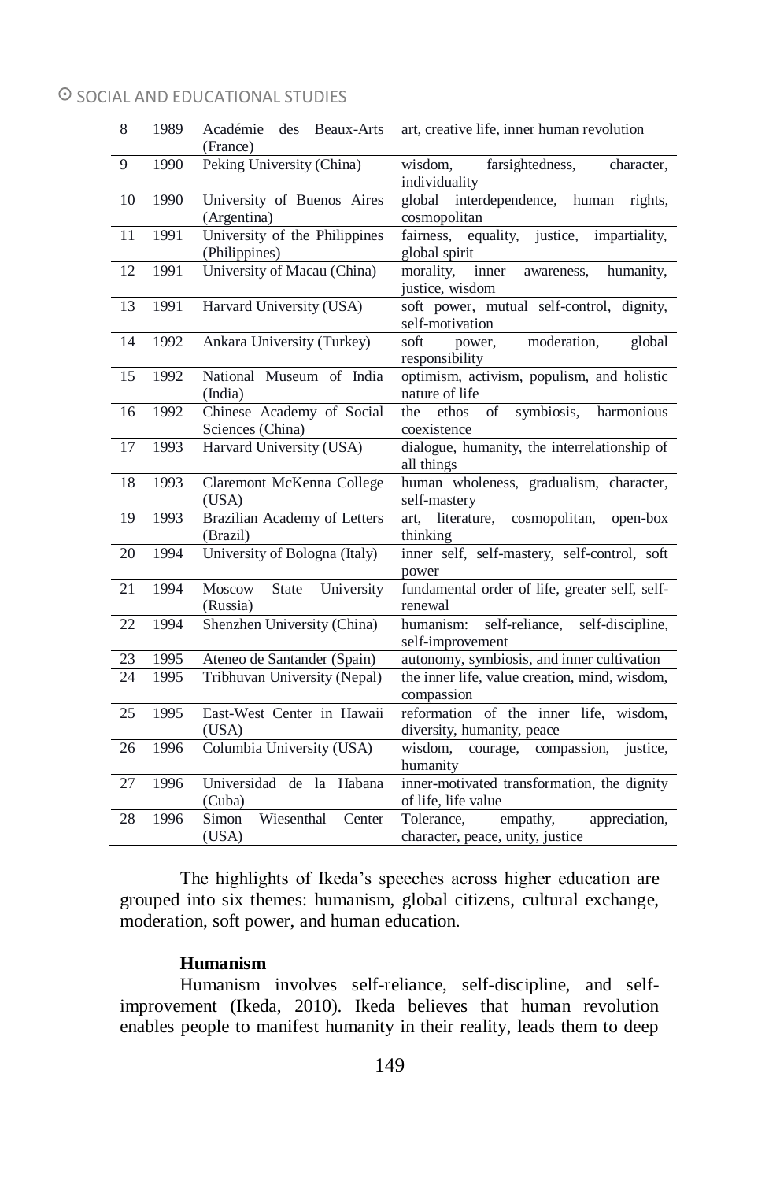| 8 | 1989 | Académie des Beaux-Arts (France) | art, creative life, inner human revolution |
|---|---|---|---|
| 9 | 1990 | Peking University (China) | wisdom, farsightedness, character, individuality |
| 10 | 1990 | University of Buenos Aires (Argentina) | global interdependence, human rights, cosmopolitan |
| 11 | 1991 | University of the Philippines (Philippines) | fairness, equality, justice, impartiality, global spirit |
| 12 | 1991 | University of Macau (China) | morality, inner awareness, humanity, justice, wisdom |
| 13 | 1991 | Harvard University (USA) | soft power, mutual self-control, dignity, self-motivation |
| 14 | 1992 | Ankara University (Turkey) | soft power, moderation, global responsibility |
| 15 | 1992 | National Museum of India (India) | optimism, activism, populism, and holistic nature of life |
| 16 | 1992 | Chinese Academy of Social Sciences (China) | the ethos of symbiosis, harmonious coexistence |
| 17 | 1993 | Harvard University (USA) | dialogue, humanity, the interrelationship of all things |
| 18 | 1993 | Claremont McKenna College (USA) | human wholeness, gradualism, character, self-mastery |
| 19 | 1993 | Brazilian Academy of Letters (Brazil) | art, literature, cosmopolitan, open-box thinking |
| 20 | 1994 | University of Bologna (Italy) | inner self, self-mastery, self-control, soft power |
| 21 | 1994 | Moscow State University (Russia) | fundamental order of life, greater self, self-renewal |
| 22 | 1994 | Shenzhen University (China) | humanism: self-reliance, self-discipline, self-improvement |
| 23 | 1995 | Ateneo de Santander (Spain) | autonomy, symbiosis, and inner cultivation |
| 24 | 1995 | Tribhuvan University (Nepal) | the inner life, value creation, mind, wisdom, compassion |
| 25 | 1995 | East-West Center in Hawaii (USA) | reformation of the inner life, wisdom, diversity, humanity, peace |
| 26 | 1996 | Columbia University (USA) | wisdom, courage, compassion, justice, humanity |
| 27 | 1996 | Universidad de la Habana (Cuba) | inner-motivated transformation, the dignity of life, life value |
| 28 | 1996 | Simon Wiesenthal Center (USA) | Tolerance, empathy, appreciation, character, peace, unity, justice |

The highlights of Ikeda's speeches across higher education are grouped into six themes: humanism, global citizens, cultural exchange, moderation, soft power, and human education.

**Humanism**

Humanism involves self-reliance, self-discipline, and self-improvement (Ikeda, 2010). Ikeda believes that human revolution enables people to manifest humanity in their reality, leads them to deep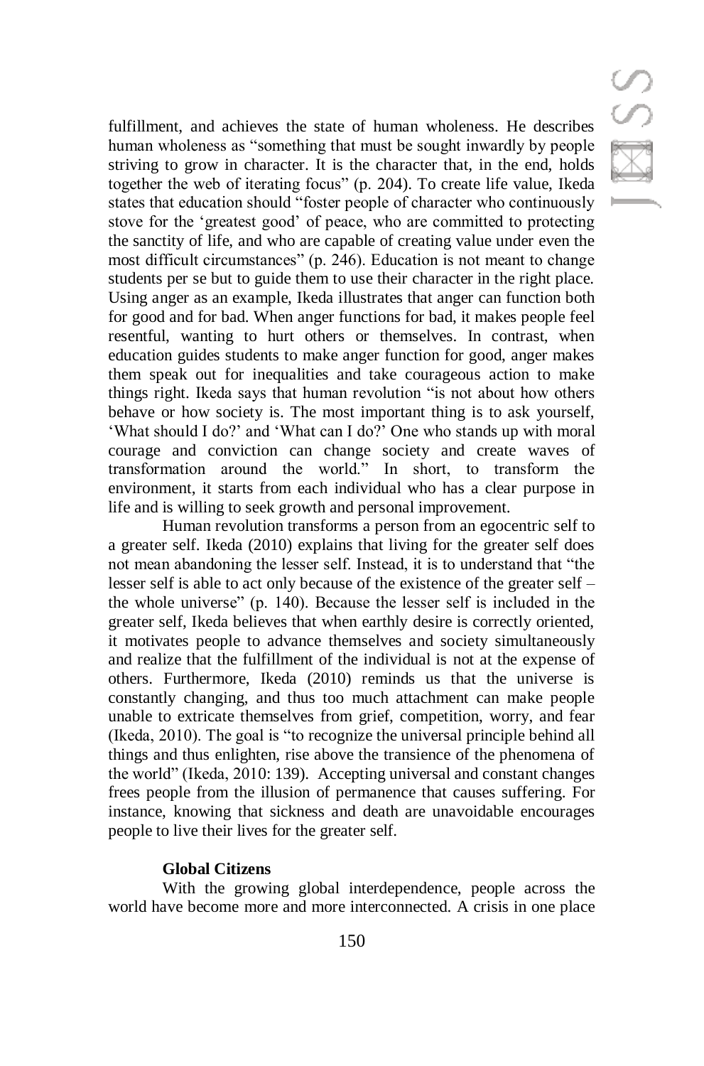fulfillment, and achieves the state of human wholeness. He describes human wholeness as "something that must be sought inwardly by people striving to grow in character. It is the character that, in the end, holds together the web of iterating focus" (p. 204). To create life value, Ikeda states that education should "foster people of character who continuously stove for the 'greatest good' of peace, who are committed to protecting the sanctity of life, and who are capable of creating value under even the most difficult circumstances" (p. 246). Education is not meant to change students per se but to guide them to use their character in the right place. Using anger as an example, Ikeda illustrates that anger can function both for good and for bad. When anger functions for bad, it makes people feel resentful, wanting to hurt others or themselves. In contrast, when education guides students to make anger function for good, anger makes them speak out for inequalities and take courageous action to make things right. Ikeda says that human revolution "is not about how others behave or how society is. The most important thing is to ask yourself, 'What should I do?' and 'What can I do?' One who stands up with moral courage and conviction can change society and create waves of transformation around the world." In short, to transform the environment, it starts from each individual who has a clear purpose in life and is willing to seek growth and personal improvement.

Human revolution transforms a person from an egocentric self to a greater self. Ikeda (2010) explains that living for the greater self does not mean abandoning the lesser self. Instead, it is to understand that "the lesser self is able to act only because of the existence of the greater self – the whole universe" (p. 140). Because the lesser self is included in the greater self, Ikeda believes that when earthly desire is correctly oriented, it motivates people to advance themselves and society simultaneously and realize that the fulfillment of the individual is not at the expense of others. Furthermore, Ikeda (2010) reminds us that the universe is constantly changing, and thus too much attachment can make people unable to extricate themselves from grief, competition, worry, and fear (Ikeda, 2010). The goal is "to recognize the universal principle behind all things and thus enlighten, rise above the transience of the phenomena of the world" (Ikeda, 2010: 139). Accepting universal and constant changes frees people from the illusion of permanence that causes suffering. For instance, knowing that sickness and death are unavoidable encourages people to live their lives for the greater self.

### Global Citizens

With the growing global interdependence, people across the world have become more and more interconnected. A crisis in one place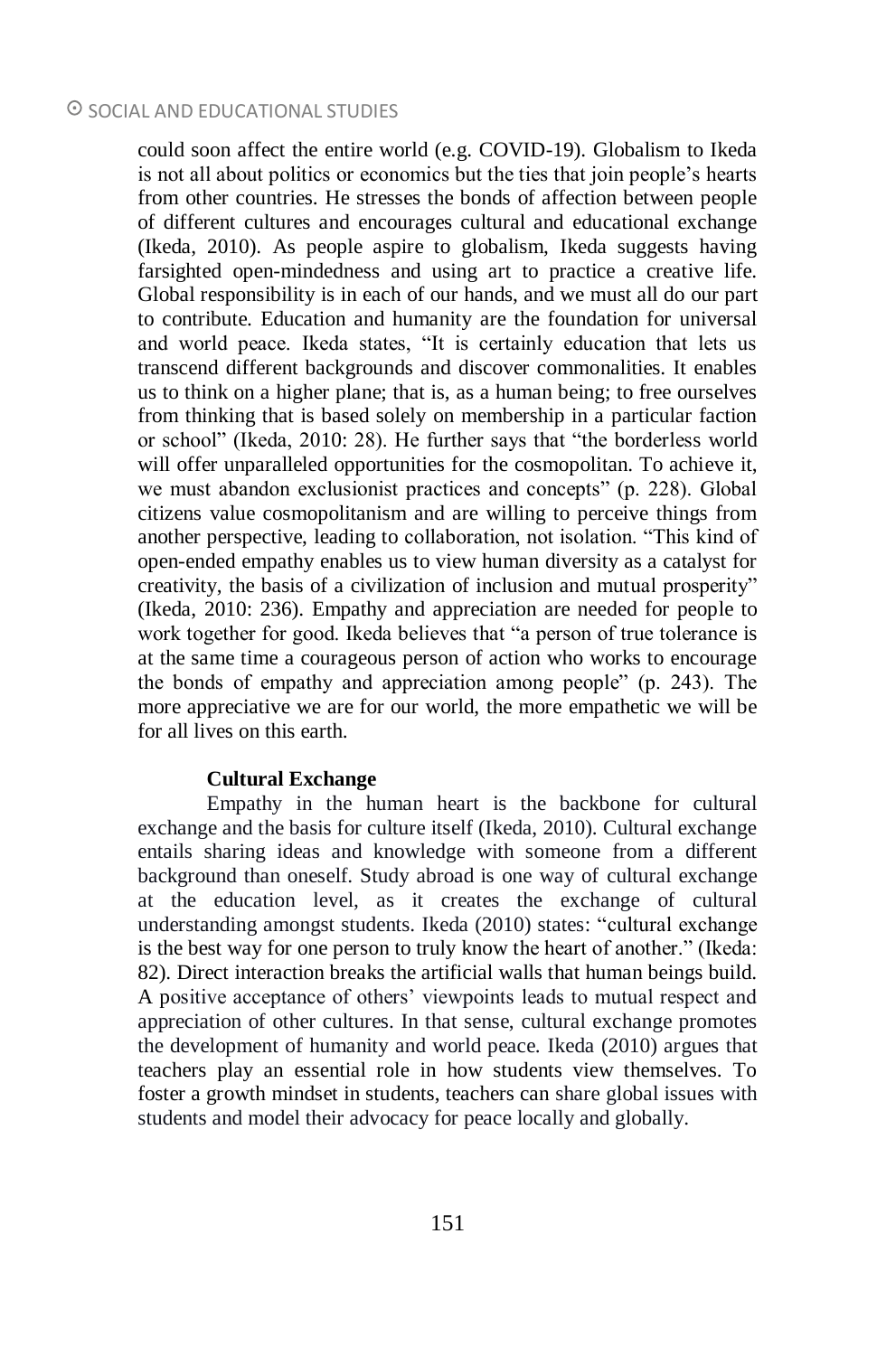could soon affect the entire world (e.g. COVID-19). Globalism to Ikeda is not all about politics or economics but the ties that join people's hearts from other countries. He stresses the bonds of affection between people of different cultures and encourages cultural and educational exchange (Ikeda, 2010). As people aspire to globalism, Ikeda suggests having farsighted open-mindedness and using art to practice a creative life. Global responsibility is in each of our hands, and we must all do our part to contribute. Education and humanity are the foundation for universal and world peace. Ikeda states, "It is certainly education that lets us transcend different backgrounds and discover commonalities. It enables us to think on a higher plane; that is, as a human being; to free ourselves from thinking that is based solely on membership in a particular faction or school" (Ikeda, 2010: 28). He further says that "the borderless world will offer unparalleled opportunities for the cosmopolitan. To achieve it, we must abandon exclusionist practices and concepts" (p. 228). Global citizens value cosmopolitanism and are willing to perceive things from another perspective, leading to collaboration, not isolation. "This kind of open-ended empathy enables us to view human diversity as a catalyst for creativity, the basis of a civilization of inclusion and mutual prosperity" (Ikeda, 2010: 236). Empathy and appreciation are needed for people to work together for good. Ikeda believes that "a person of true tolerance is at the same time a courageous person of action who works to encourage the bonds of empathy and appreciation among people" (p. 243). The more appreciative we are for our world, the more empathetic we will be for all lives on this earth.

**Cultural Exchange**

Empathy in the human heart is the backbone for cultural exchange and the basis for culture itself (Ikeda, 2010). Cultural exchange entails sharing ideas and knowledge with someone from a different background than oneself. Study abroad is one way of cultural exchange at the education level, as it creates the exchange of cultural understanding amongst students. Ikeda (2010) states: "cultural exchange is the best way for one person to truly know the heart of another." (Ikeda: 82). Direct interaction breaks the artificial walls that human beings build. A positive acceptance of others' viewpoints leads to mutual respect and appreciation of other cultures. In that sense, cultural exchange promotes the development of humanity and world peace. Ikeda (2010) argues that teachers play an essential role in how students view themselves. To foster a growth mindset in students, teachers can share global issues with students and model their advocacy for peace locally and globally.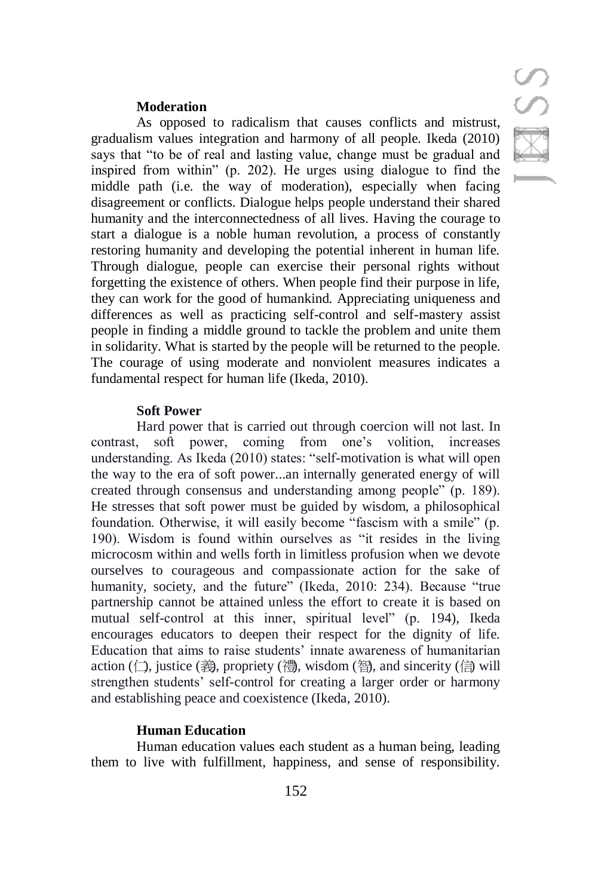### Moderation

As opposed to radicalism that causes conflicts and mistrust, gradualism values integration and harmony of all people. Ikeda (2010) says that "to be of real and lasting value, change must be gradual and inspired from within" (p. 202). He urges using dialogue to find the middle path (i.e. the way of moderation), especially when facing disagreement or conflicts. Dialogue helps people understand their shared humanity and the interconnectedness of all lives. Having the courage to start a dialogue is a noble human revolution, a process of constantly restoring humanity and developing the potential inherent in human life. Through dialogue, people can exercise their personal rights without forgetting the existence of others. When people find their purpose in life, they can work for the good of humankind. Appreciating uniqueness and differences as well as practicing self-control and self-mastery assist people in finding a middle ground to tackle the problem and unite them in solidarity. What is started by the people will be returned to the people. The courage of using moderate and nonviolent measures indicates a fundamental respect for human life (Ikeda, 2010).

### Soft Power

Hard power that is carried out through coercion will not last. In contrast, soft power, coming from one's volition, increases understanding. As Ikeda (2010) states: "self-motivation is what will open the way to the era of soft power...an internally generated energy of will created through consensus and understanding among people" (p. 189). He stresses that soft power must be guided by wisdom, a philosophical foundation. Otherwise, it will easily become "fascism with a smile" (p. 190). Wisdom is found within ourselves as "it resides in the living microcosm within and wells forth in limitless profusion when we devote ourselves to courageous and compassionate action for the sake of humanity, society, and the future" (Ikeda, 2010: 234). Because "true partnership cannot be attained unless the effort to create it is based on mutual self-control at this inner, spiritual level" (p. 194), Ikeda encourages educators to deepen their respect for the dignity of life. Education that aims to raise students' innate awareness of humanitarian action (仁), justice (義), propriety (禮), wisdom (智), and sincerity (信) will strengthen students' self-control for creating a larger order or harmony and establishing peace and coexistence (Ikeda, 2010).

### Human Education

Human education values each student as a human being, leading them to live with fulfillment, happiness, and sense of responsibility.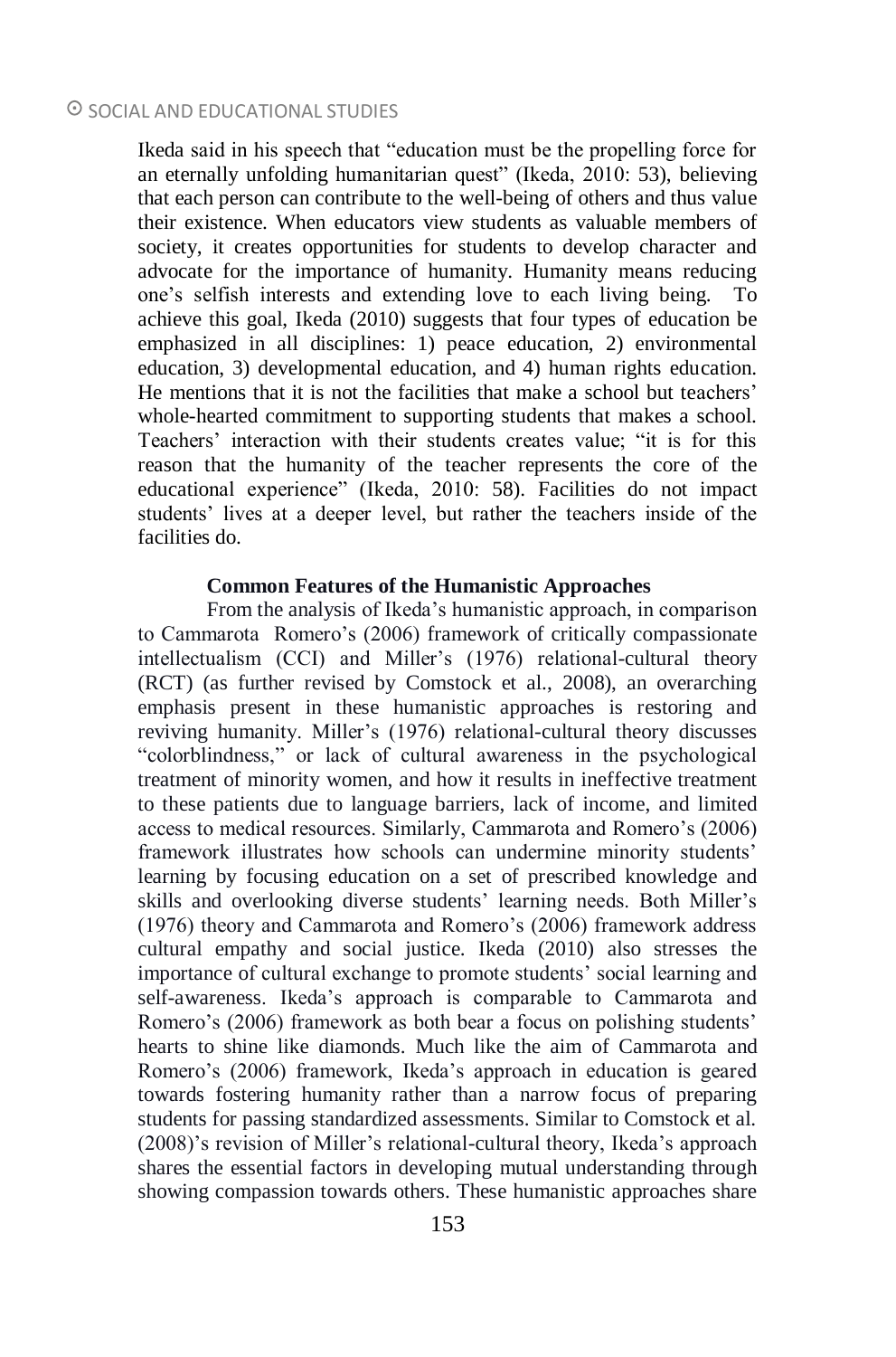Ikeda said in his speech that "education must be the propelling force for an eternally unfolding humanitarian quest" (Ikeda, 2010: 53), believing that each person can contribute to the well-being of others and thus value their existence. When educators view students as valuable members of society, it creates opportunities for students to develop character and advocate for the importance of humanity. Humanity means reducing one's selfish interests and extending love to each living being. To achieve this goal, Ikeda (2010) suggests that four types of education be emphasized in all disciplines: 1) peace education, 2) environmental education, 3) developmental education, and 4) human rights education. He mentions that it is not the facilities that make a school but teachers' whole-hearted commitment to supporting students that makes a school. Teachers' interaction with their students creates value; "it is for this reason that the humanity of the teacher represents the core of the educational experience" (Ikeda, 2010: 58). Facilities do not impact students' lives at a deeper level, but rather the teachers inside of the facilities do.

### Common Features of the Humanistic Approaches

From the analysis of Ikeda's humanistic approach, in comparison to Cammarota Romero's (2006) framework of critically compassionate intellectualism (CCI) and Miller's (1976) relational-cultural theory (RCT) (as further revised by Comstock et al., 2008), an overarching emphasis present in these humanistic approaches is restoring and reviving humanity. Miller's (1976) relational-cultural theory discusses "colorblindness," or lack of cultural awareness in the psychological treatment of minority women, and how it results in ineffective treatment to these patients due to language barriers, lack of income, and limited access to medical resources. Similarly, Cammarota and Romero's (2006) framework illustrates how schools can undermine minority students' learning by focusing education on a set of prescribed knowledge and skills and overlooking diverse students' learning needs. Both Miller's (1976) theory and Cammarota and Romero's (2006) framework address cultural empathy and social justice. Ikeda (2010) also stresses the importance of cultural exchange to promote students' social learning and self-awareness. Ikeda's approach is comparable to Cammarota and Romero's (2006) framework as both bear a focus on polishing students' hearts to shine like diamonds. Much like the aim of Cammarota and Romero's (2006) framework, Ikeda's approach in education is geared towards fostering humanity rather than a narrow focus of preparing students for passing standardized assessments. Similar to Comstock et al. (2008)'s revision of Miller's relational-cultural theory, Ikeda's approach shares the essential factors in developing mutual understanding through showing compassion towards others. These humanistic approaches share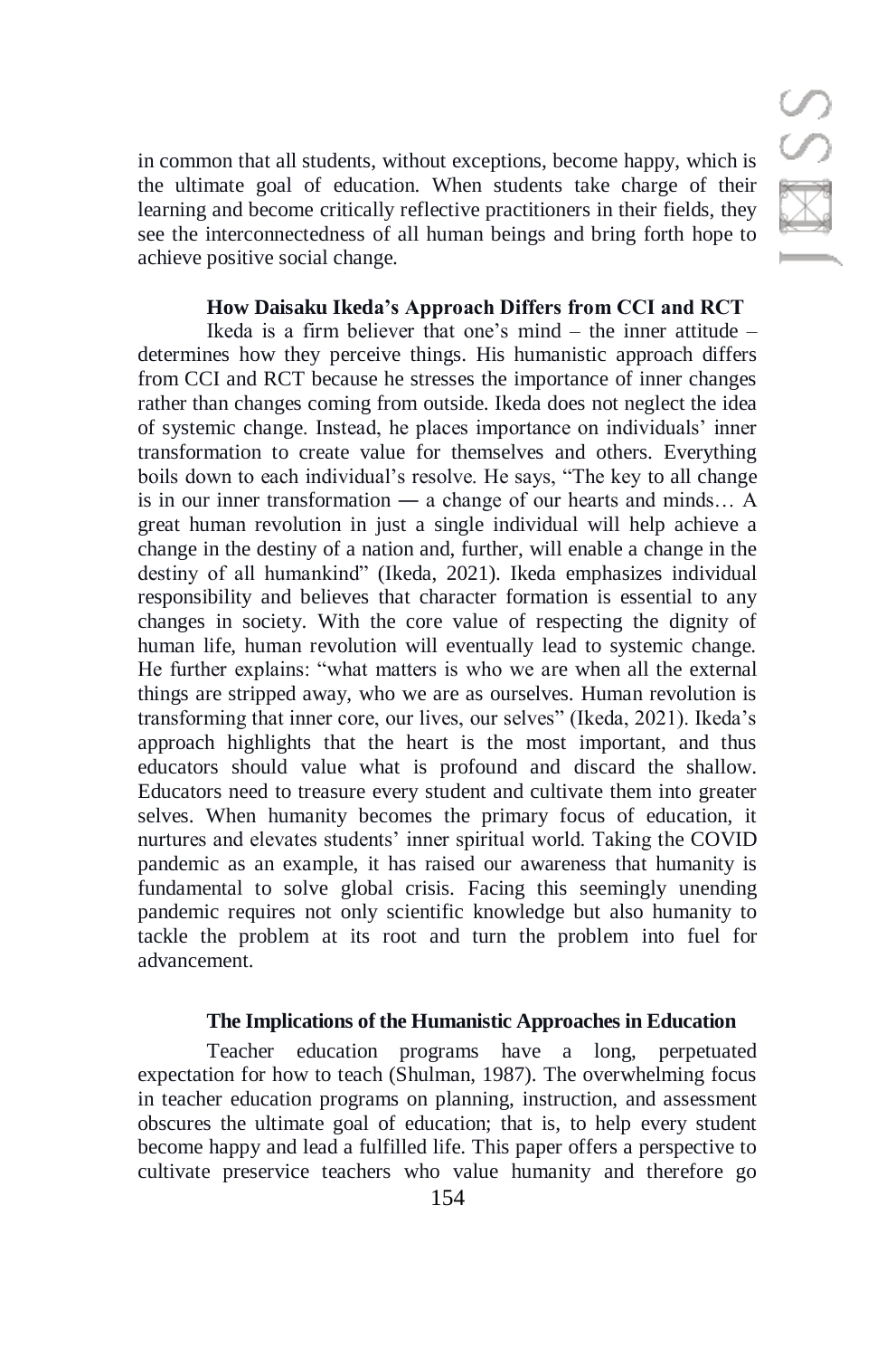in common that all students, without exceptions, become happy, which is the ultimate goal of education. When students take charge of their learning and become critically reflective practitioners in their fields, they see the interconnectedness of all human beings and bring forth hope to achieve positive social change.

### How Daisaku Ikeda's Approach Differs from CCI and RCT

Ikeda is a firm believer that one's mind – the inner attitude – determines how they perceive things. His humanistic approach differs from CCI and RCT because he stresses the importance of inner changes rather than changes coming from outside. Ikeda does not neglect the idea of systemic change. Instead, he places importance on individuals' inner transformation to create value for themselves and others. Everything boils down to each individual's resolve. He says, "The key to all change is in our inner transformation ― a change of our hearts and minds… A great human revolution in just a single individual will help achieve a change in the destiny of a nation and, further, will enable a change in the destiny of all humankind" (Ikeda, 2021). Ikeda emphasizes individual responsibility and believes that character formation is essential to any changes in society. With the core value of respecting the dignity of human life, human revolution will eventually lead to systemic change. He further explains: "what matters is who we are when all the external things are stripped away, who we are as ourselves. Human revolution is transforming that inner core, our lives, our selves" (Ikeda, 2021). Ikeda's approach highlights that the heart is the most important, and thus educators should value what is profound and discard the shallow. Educators need to treasure every student and cultivate them into greater selves. When humanity becomes the primary focus of education, it nurtures and elevates students' inner spiritual world. Taking the COVID pandemic as an example, it has raised our awareness that humanity is fundamental to solve global crisis. Facing this seemingly unending pandemic requires not only scientific knowledge but also humanity to tackle the problem at its root and turn the problem into fuel for advancement.

### The Implications of the Humanistic Approaches in Education

Teacher education programs have a long, perpetuated expectation for how to teach (Shulman, 1987). The overwhelming focus in teacher education programs on planning, instruction, and assessment obscures the ultimate goal of education; that is, to help every student become happy and lead a fulfilled life. This paper offers a perspective to cultivate preservice teachers who value humanity and therefore go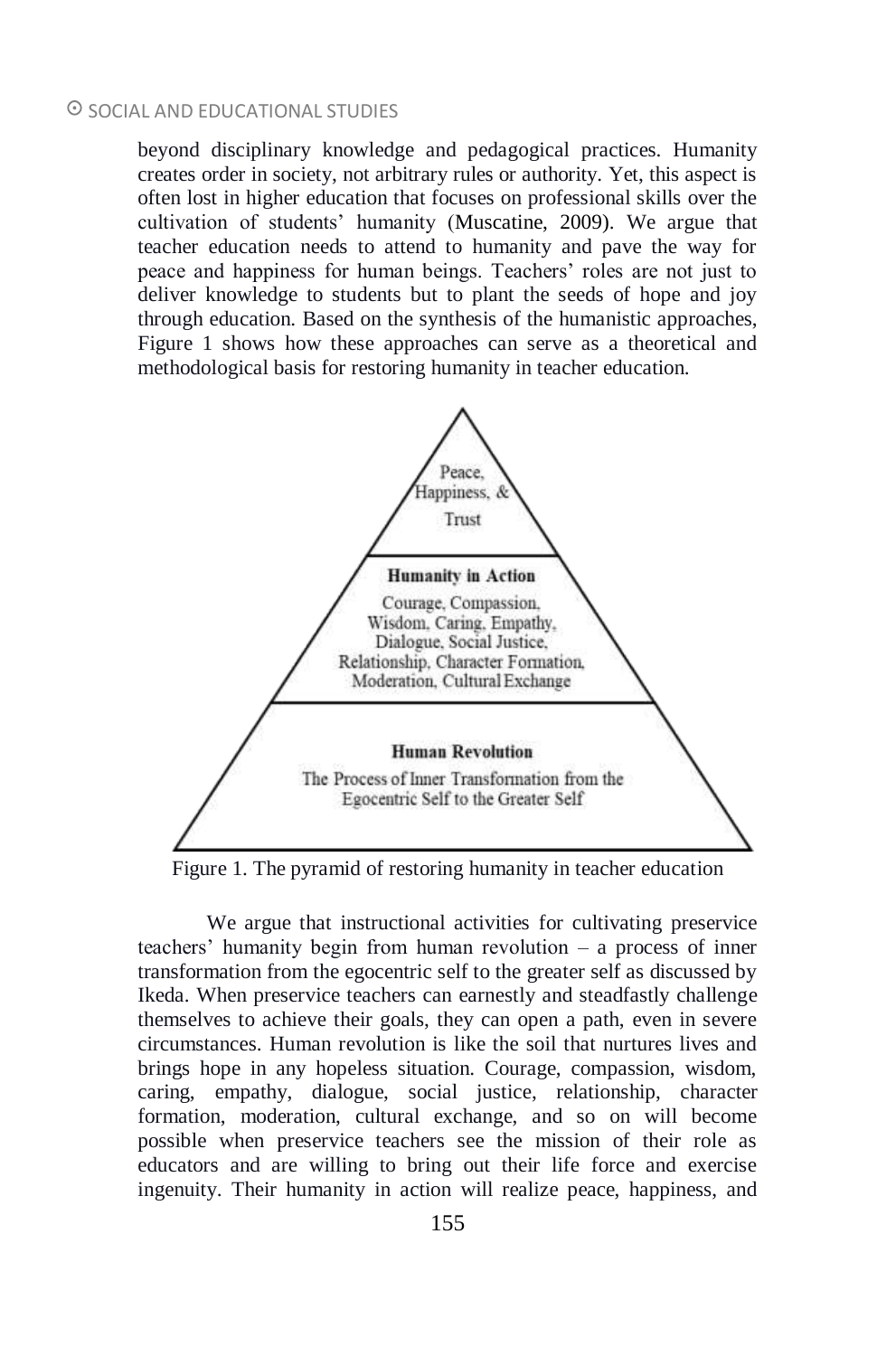beyond disciplinary knowledge and pedagogical practices. Humanity creates order in society, not arbitrary rules or authority. Yet, this aspect is often lost in higher education that focuses on professional skills over the cultivation of students' humanity (Muscatine, 2009). We argue that teacher education needs to attend to humanity and pave the way for peace and happiness for human beings. Teachers' roles are not just to deliver knowledge to students but to plant the seeds of hope and joy through education. Based on the synthesis of the humanistic approaches, Figure 1 shows how these approaches can serve as a theoretical and methodological basis for restoring humanity in teacher education.

Peace, Happiness, & Trust

**Humanity in Action**

Courage, Compassion, Wisdom, Caring, Empathy, Dialogue, Social Justice, Relationship, Character Formation, Moderation, Cultural Exchange

**Human Revolution**

The Process of Inner Transformation from the Egocentric Self to the Greater Self

Figure 1. The pyramid of restoring humanity in teacher education

We argue that instructional activities for cultivating preservice teachers' humanity begin from human revolution – a process of inner transformation from the egocentric self to the greater self as discussed by Ikeda. When preservice teachers can earnestly and steadfastly challenge themselves to achieve their goals, they can open a path, even in severe circumstances. Human revolution is like the soil that nurtures lives and brings hope in any hopeless situation. Courage, compassion, wisdom, caring, empathy, dialogue, social justice, relationship, character formation, moderation, cultural exchange, and so on will become possible when preservice teachers see the mission of their role as educators and are willing to bring out their life force and exercise ingenuity. Their humanity in action will realize peace, happiness, and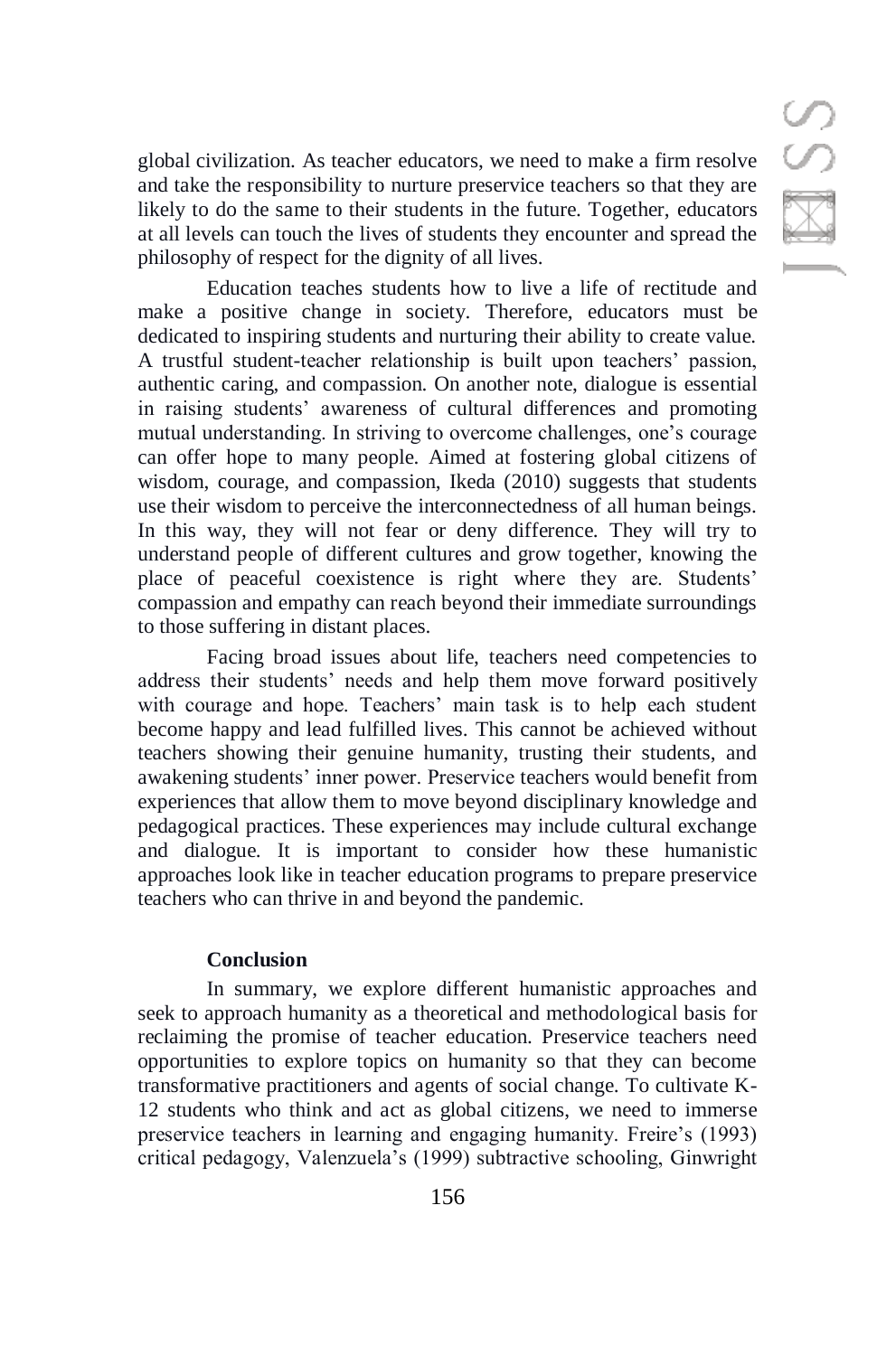global civilization. As teacher educators, we need to make a firm resolve and take the responsibility to nurture preservice teachers so that they are likely to do the same to their students in the future. Together, educators at all levels can touch the lives of students they encounter and spread the philosophy of respect for the dignity of all lives.

Education teaches students how to live a life of rectitude and make a positive change in society. Therefore, educators must be dedicated to inspiring students and nurturing their ability to create value. A trustful student-teacher relationship is built upon teachers' passion, authentic caring, and compassion. On another note, dialogue is essential in raising students' awareness of cultural differences and promoting mutual understanding. In striving to overcome challenges, one's courage can offer hope to many people. Aimed at fostering global citizens of wisdom, courage, and compassion, Ikeda (2010) suggests that students use their wisdom to perceive the interconnectedness of all human beings. In this way, they will not fear or deny difference. They will try to understand people of different cultures and grow together, knowing the place of peaceful coexistence is right where they are. Students' compassion and empathy can reach beyond their immediate surroundings to those suffering in distant places.

Facing broad issues about life, teachers need competencies to address their students' needs and help them move forward positively with courage and hope. Teachers' main task is to help each student become happy and lead fulfilled lives. This cannot be achieved without teachers showing their genuine humanity, trusting their students, and awakening students' inner power. Preservice teachers would benefit from experiences that allow them to move beyond disciplinary knowledge and pedagogical practices. These experiences may include cultural exchange and dialogue. It is important to consider how these humanistic approaches look like in teacher education programs to prepare preservice teachers who can thrive in and beyond the pandemic.

## Conclusion

In summary, we explore different humanistic approaches and seek to approach humanity as a theoretical and methodological basis for reclaiming the promise of teacher education. Preservice teachers need opportunities to explore topics on humanity so that they can become transformative practitioners and agents of social change. To cultivate K-12 students who think and act as global citizens, we need to immerse preservice teachers in learning and engaging humanity. Freire's (1993) critical pedagogy, Valenzuela's (1999) subtractive schooling, Ginwright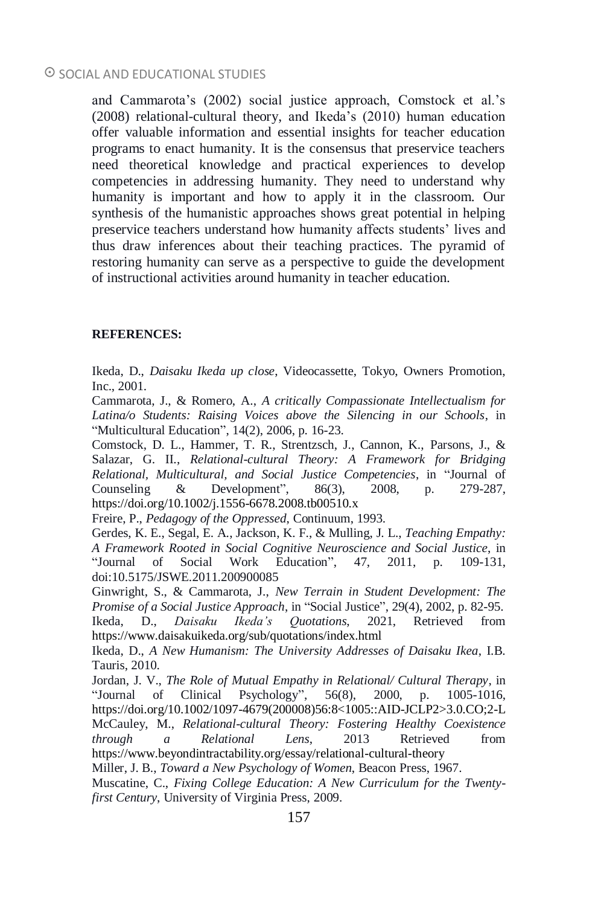and Cammarota's (2002) social justice approach, Comstock et al.'s (2008) relational-cultural theory, and Ikeda's (2010) human education offer valuable information and essential insights for teacher education programs to enact humanity. It is the consensus that preservice teachers need theoretical knowledge and practical experiences to develop competencies in addressing humanity. They need to understand why humanity is important and how to apply it in the classroom. Our synthesis of the humanistic approaches shows great potential in helping preservice teachers understand how humanity affects students' lives and thus draw inferences about their teaching practices. The pyramid of restoring humanity can serve as a perspective to guide the development of instructional activities around humanity in teacher education.

**REFERENCES:**

Ikeda, D., *Daisaku Ikeda up close*, Videocassette, Tokyo, Owners Promotion, Inc., 2001.

Cammarota, J., & Romero, A., *A critically Compassionate Intellectualism for Latina/o Students: Raising Voices above the Silencing in our Schools*, in "Multicultural Education", 14(2), 2006, p. 16-23.

Comstock, D. L., Hammer, T. R., Strentzsch, J., Cannon, K., Parsons, J., & Salazar, G. II., *Relational-cultural Theory: A Framework for Bridging Relational, Multicultural, and Social Justice Competencies*, in "Journal of Counseling & Development", 86(3), 2008, p. 279-287, https://doi.org/10.1002/j.1556-6678.2008.tb00510.x

Freire, P., *Pedagogy of the Oppressed*, Continuum, 1993.

Gerdes, K. E., Segal, E. A., Jackson, K. F., & Mulling, J. L., *Teaching Empathy: A Framework Rooted in Social Cognitive Neuroscience and Social Justice*, in "Journal of Social Work Education", 47, 2011, p. 109-131, doi:10.5175/JSWE.2011.200900085

Ginwright, S., & Cammarota, J., *New Terrain in Student Development: The Promise of a Social Justice Approach*, in "Social Justice", 29(4), 2002, p. 82-95.

Ikeda, D., *Daisaku Ikeda's Quotations*, 2021, Retrieved from https://www.daisakuikeda.org/sub/quotations/index.html

Ikeda, D., *A New Humanism: The University Addresses of Daisaku Ikea*, I.B. Tauris, 2010.

Jordan, J. V., *The Role of Mutual Empathy in Relational/ Cultural Therapy*, in "Journal of Clinical Psychology", 56(8), 2000, p. 1005-1016, https://doi.org/10.1002/1097-4679(200008)56:8<1005::AID-JCLP2>3.0.CO;2-L

McCauley, M., *Relational-cultural Theory: Fostering Healthy Coexistence through a Relational Lens*, 2013 Retrieved from https://www.beyondintractability.org/essay/relational-cultural-theory

Miller, J. B., *Toward a New Psychology of Women*, Beacon Press, 1967.

Muscatine, C., *Fixing College Education: A New Curriculum for the Twenty-first Century*, University of Virginia Press, 2009.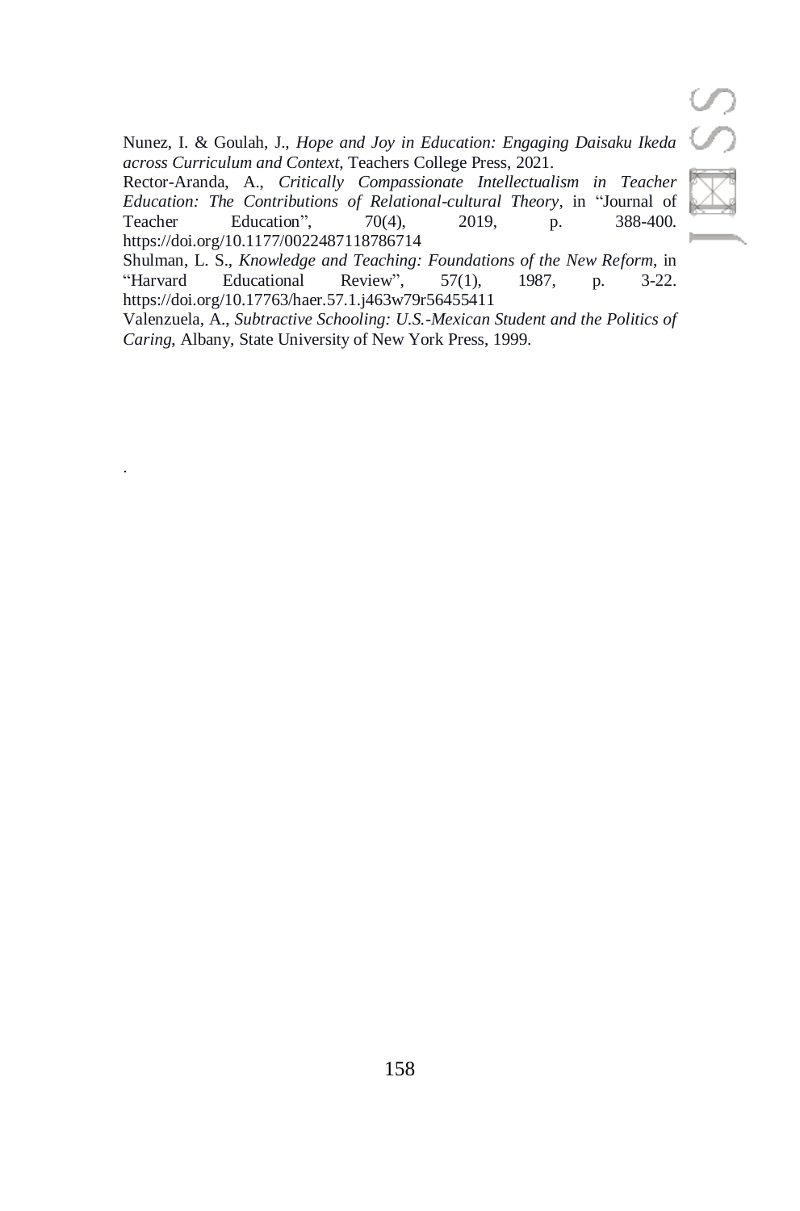Nunez, I. & Goulah, J., *Hope and Joy in Education: Engaging Daisaku Ikeda across Curriculum and Context*, Teachers College Press, 2021.

Rector-Aranda, A., *Critically Compassionate Intellectualism in Teacher Education: The Contributions of Relational-cultural Theory*, in "Journal of Teacher Education", 70(4), 2019, p. 388-400. https://doi.org/10.1177/0022487118786714

Shulman, L. S., *Knowledge and Teaching: Foundations of the New Reform*, in "Harvard Educational Review", 57(1), 1987, p. 3-22. https://doi.org/10.17763/haer.57.1.j463w79r56455411

Valenzuela, A., *Subtractive Schooling: U.S.-Mexican Student and the Politics of Caring*, Albany, State University of New York Press, 1999.